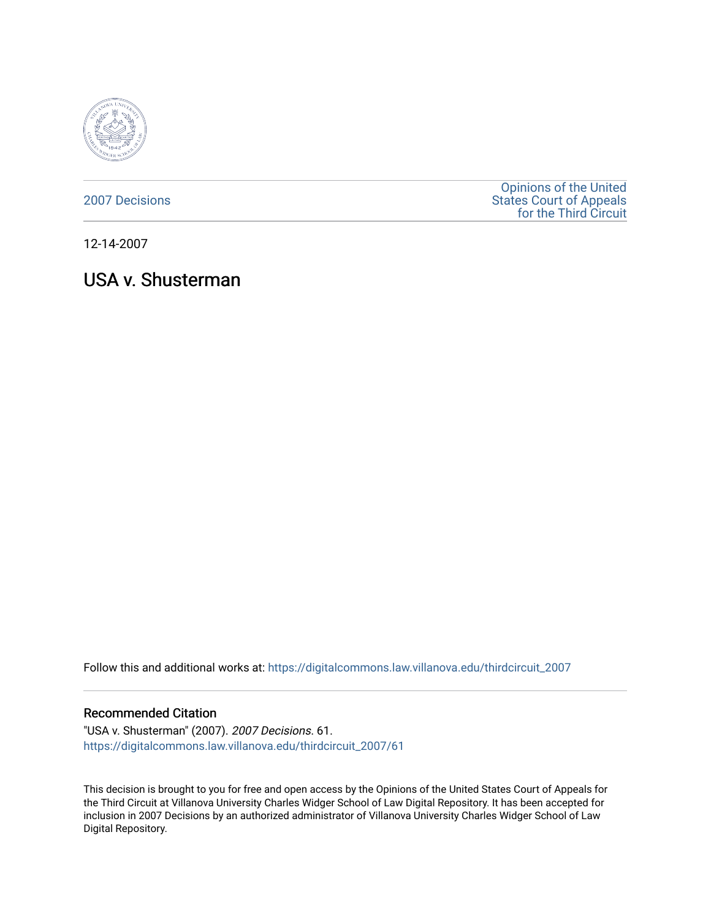2007 Decisions

Opinions of the United States Court of Appeals for the Third Circuit

12-14-2007

# USA v. Shusterman

Follow this and additional works at: https://digitalcommons.law.villanova.edu/thirdcircuit_2007

## Recommended Citation

"USA v. Shusterman" (2007). *2007 Decisions*. 61.
https://digitalcommons.law.villanova.edu/thirdcircuit_2007/61

This decision is brought to you for free and open access by the Opinions of the United States Court of Appeals for the Third Circuit at Villanova University Charles Widger School of Law Digital Repository. It has been accepted for inclusion in 2007 Decisions by an authorized administrator of Villanova University Charles Widger School of Law Digital Repository.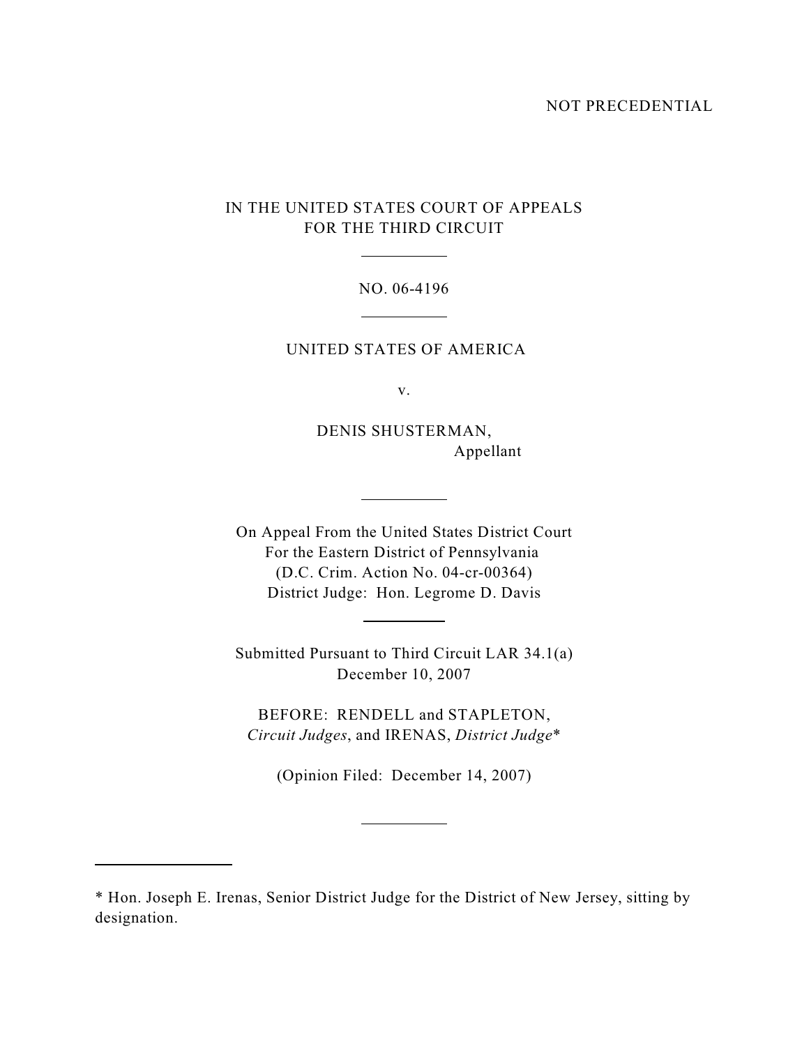NOT PRECEDENTIAL

IN THE UNITED STATES COURT OF APPEALS
FOR THE THIRD CIRCUIT

---

NO. 06-4196

---

UNITED STATES OF AMERICA

v.

DENIS SHUSTERMAN,
Appellant

---

On Appeal From the United States District Court
For the Eastern District of Pennsylvania
(D.C. Crim. Action No. 04-cr-00364)
District Judge: Hon. Legrome D. Davis

---

Submitted Pursuant to Third Circuit LAR 34.1(a)
December 10, 2007

BEFORE: RENDELL and STAPLETON,
*Circuit Judges*, and IRENAS, *District Judge**

(Opinion Filed: December 14, 2007)

---

* Hon. Joseph E. Irenas, Senior District Judge for the District of New Jersey, sitting by designation.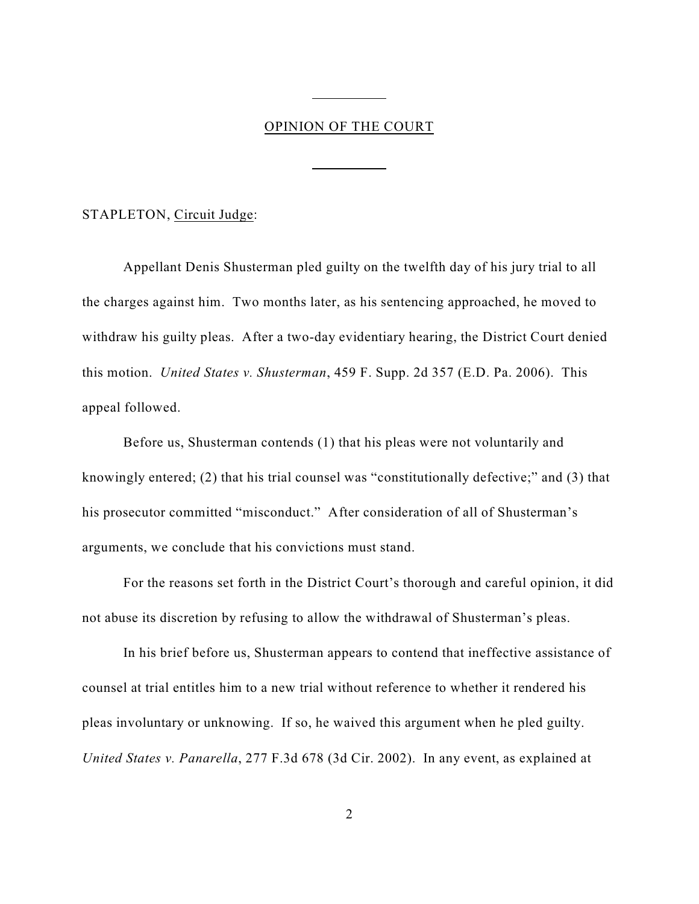OPINION OF THE COURT

STAPLETON, Circuit Judge:

Appellant Denis Shusterman pled guilty on the twelfth day of his jury trial to all the charges against him. Two months later, as his sentencing approached, he moved to withdraw his guilty pleas. After a two-day evidentiary hearing, the District Court denied this motion. *United States v. Shusterman*, 459 F. Supp. 2d 357 (E.D. Pa. 2006). This appeal followed.

Before us, Shusterman contends (1) that his pleas were not voluntarily and knowingly entered; (2) that his trial counsel was "constitutionally defective;" and (3) that his prosecutor committed "misconduct." After consideration of all of Shusterman's arguments, we conclude that his convictions must stand.

For the reasons set forth in the District Court's thorough and careful opinion, it did not abuse its discretion by refusing to allow the withdrawal of Shusterman's pleas.

In his brief before us, Shusterman appears to contend that ineffective assistance of counsel at trial entitles him to a new trial without reference to whether it rendered his pleas involuntary or unknowing. If so, he waived this argument when he pled guilty. *United States v. Panarella*, 277 F.3d 678 (3d Cir. 2002). In any event, as explained at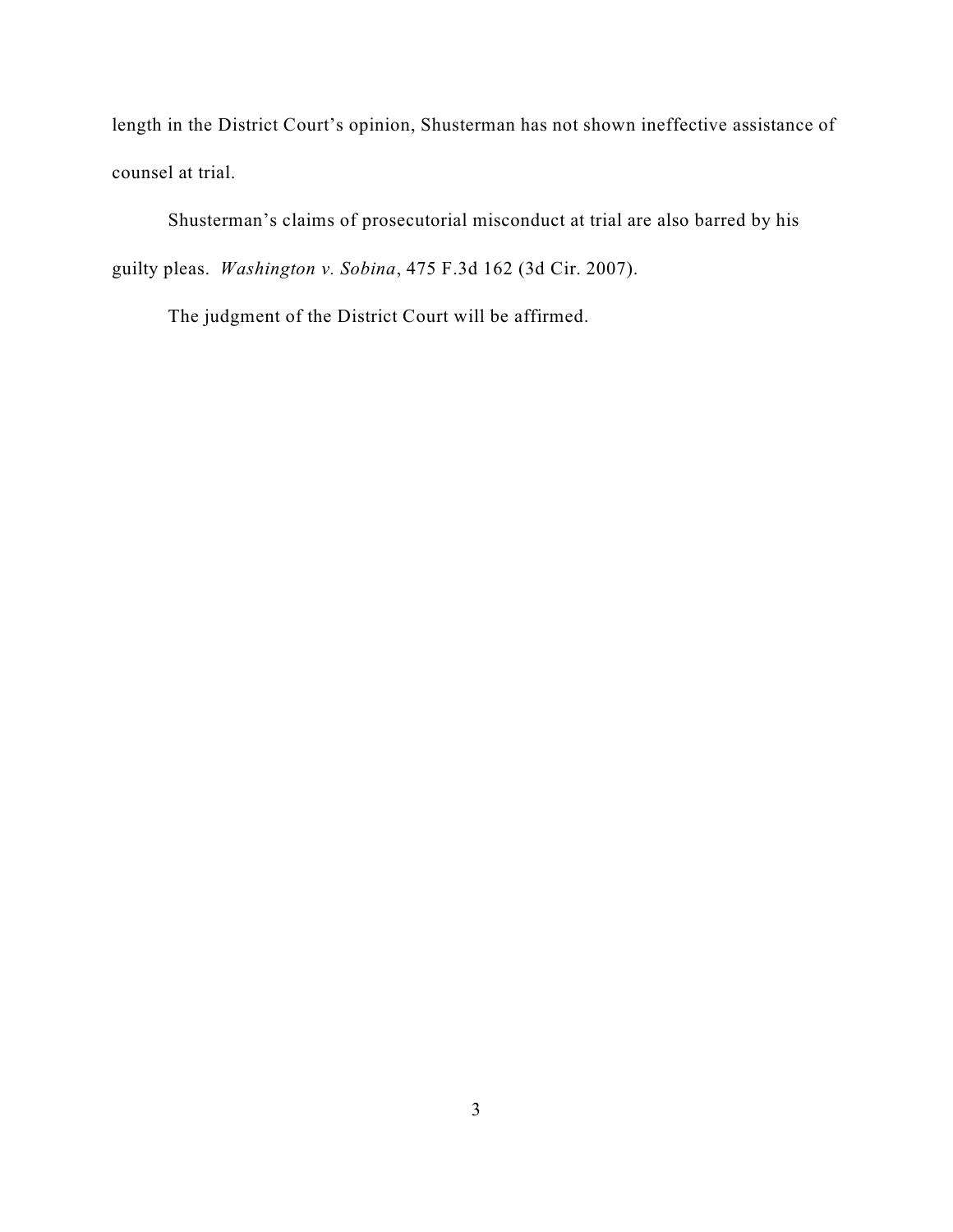length in the District Court's opinion, Shusterman has not shown ineffective assistance of counsel at trial.

Shusterman's claims of prosecutorial misconduct at trial are also barred by his guilty pleas. *Washington v. Sobina*, 475 F.3d 162 (3d Cir. 2007).

The judgment of the District Court will be affirmed.